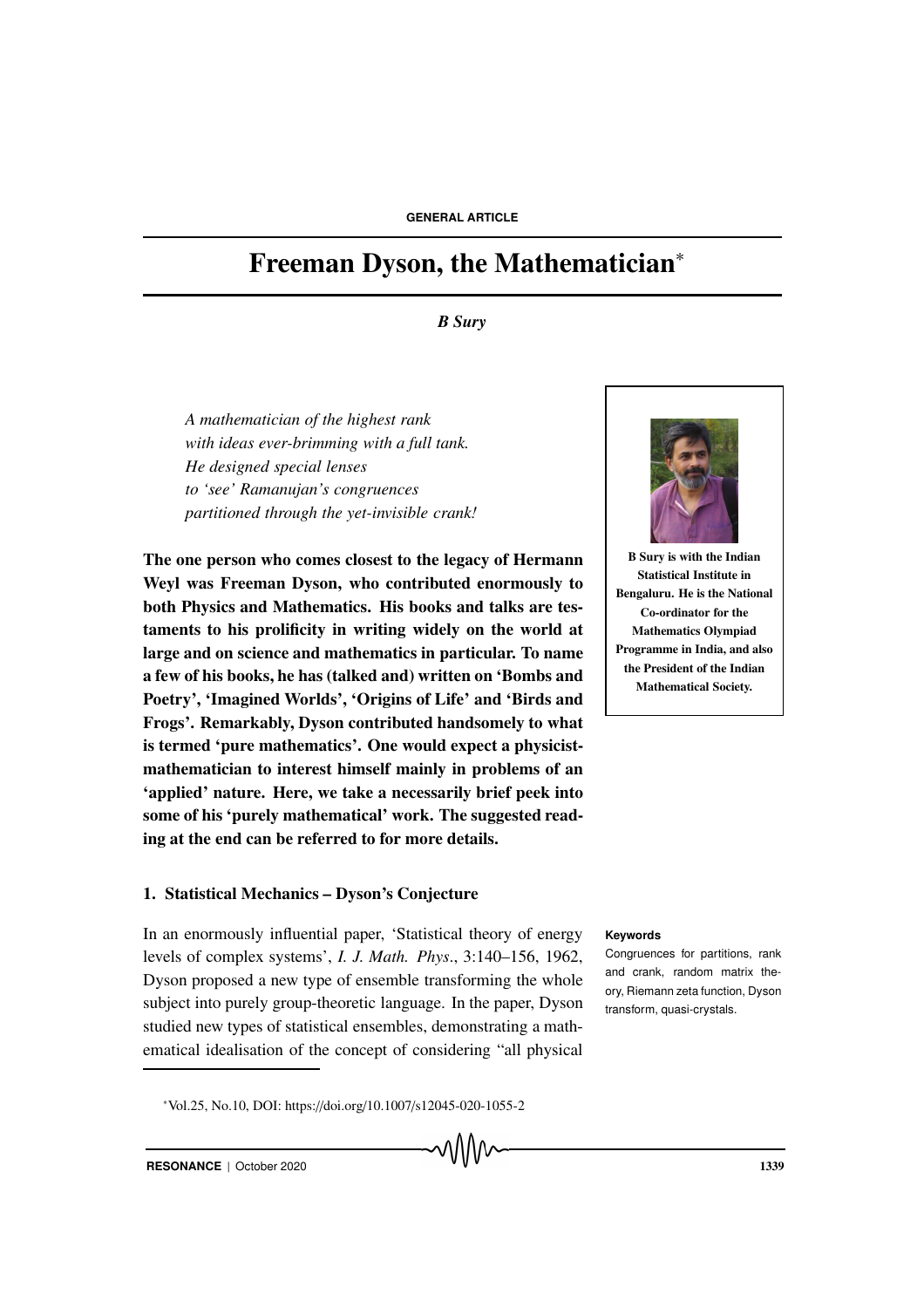GENERAL ARTICLE

# Freeman Dyson, the Mathematician*

***B Sury***

*A mathematician of the highest rank*
*with ideas ever-brimming with a full tank.*
*He designed special lenses*
*to 'see' Ramanujan's congruences*
*partitioned through the yet-invisible crank!*

**B Sury is with the Indian Statistical Institute in Bengaluru. He is the National Co-ordinator for the Mathematics Olympiad Programme in India, and also the President of the Indian Mathematical Society.**

**The one person who comes closest to the legacy of Hermann Weyl was Freeman Dyson, who contributed enormously to both Physics and Mathematics. His books and talks are testaments to his prolificity in writing widely on the world at large and on science and mathematics in particular. To name a few of his books, he has (talked and) written on 'Bombs and Poetry', 'Imagined Worlds', 'Origins of Life' and 'Birds and Frogs'. Remarkably, Dyson contributed handsomely to what is termed 'pure mathematics'. One would expect a physicist-mathematician to interest himself mainly in problems of an 'applied' nature. Here, we take a necessarily brief peek into some of his 'purely mathematical' work. The suggested reading at the end can be referred to for more details.**

## 1. Statistical Mechanics – Dyson's Conjecture

In an enormously influential paper, 'Statistical theory of energy levels of complex systems', *I. J. Math. Phys*., 3:140–156, 1962, Dyson proposed a new type of ensemble transforming the whole subject into purely group-theoretic language. In the paper, Dyson studied new types of statistical ensembles, demonstrating a mathematical idealisation of the concept of considering "all physical

**Keywords**

Congruences for partitions, rank and crank, random matrix theory, Riemann zeta function, Dyson transform, quasi-crystals.

*Vol.25, No.10, DOI: https://doi.org/10.1007/s12045-020-1055-2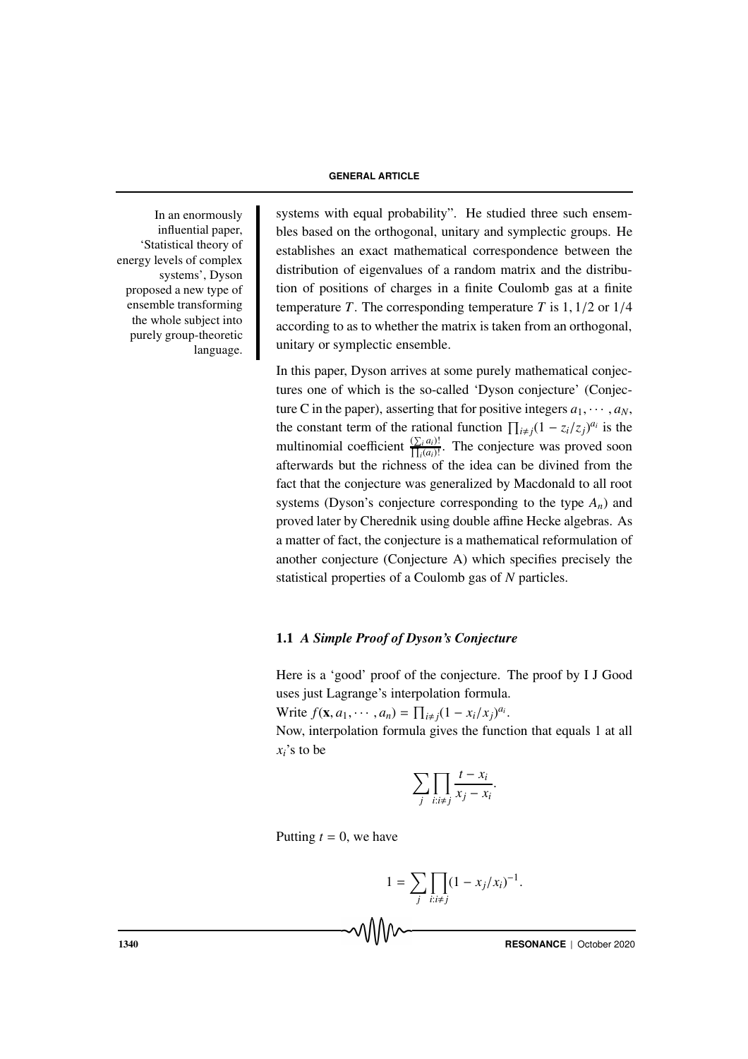In an enormously influential paper, 'Statistical theory of energy levels of complex systems', Dyson proposed a new type of ensemble transforming the whole subject into purely group-theoretic language.

systems with equal probability". He studied three such ensembles based on the orthogonal, unitary and symplectic groups. He establishes an exact mathematical correspondence between the distribution of eigenvalues of a random matrix and the distribution of positions of charges in a finite Coulomb gas at a finite temperature $T$. The corresponding temperature $T$ is $1, 1/2$ or $1/4$ according to as to whether the matrix is taken from an orthogonal, unitary or symplectic ensemble.

In this paper, Dyson arrives at some purely mathematical conjectures one of which is the so-called 'Dyson conjecture' (Conjecture C in the paper), asserting that for positive integers $a_1, \cdots, a_N$, the constant term of the rational function $\prod_{i \neq j}(1 - z_i/z_j)^{a_i}$ is the multinomial coefficient $\frac{(\sum_i a_i)!}{\prod_i (a_i)!}$. The conjecture was proved soon afterwards but the richness of the idea can be divined from the fact that the conjecture was generalized by Macdonald to all root systems (Dyson's conjecture corresponding to the type $A_n$) and proved later by Cherednik using double affine Hecke algebras. As a matter of fact, the conjecture is a mathematical reformulation of another conjecture (Conjecture A) which specifies precisely the statistical properties of a Coulomb gas of $N$ particles.

### 1.1 *A Simple Proof of Dyson's Conjecture*

Here is a 'good' proof of the conjecture. The proof by I J Good uses just Lagrange's interpolation formula.

Write $f(\mathbf{x}, a_1, \cdots, a_n) = \prod_{i \neq j}(1 - x_i/x_j)^{a_i}$.

Now, interpolation formula gives the function that equals 1 at all $x_i$'s to be

$$\sum_j \prod_{i:i \neq j} \frac{t - x_i}{x_j - x_i}.$$

Putting $t = 0$, we have

$$1 = \sum_j \prod_{i:i \neq j} (1 - x_j/x_i)^{-1}.$$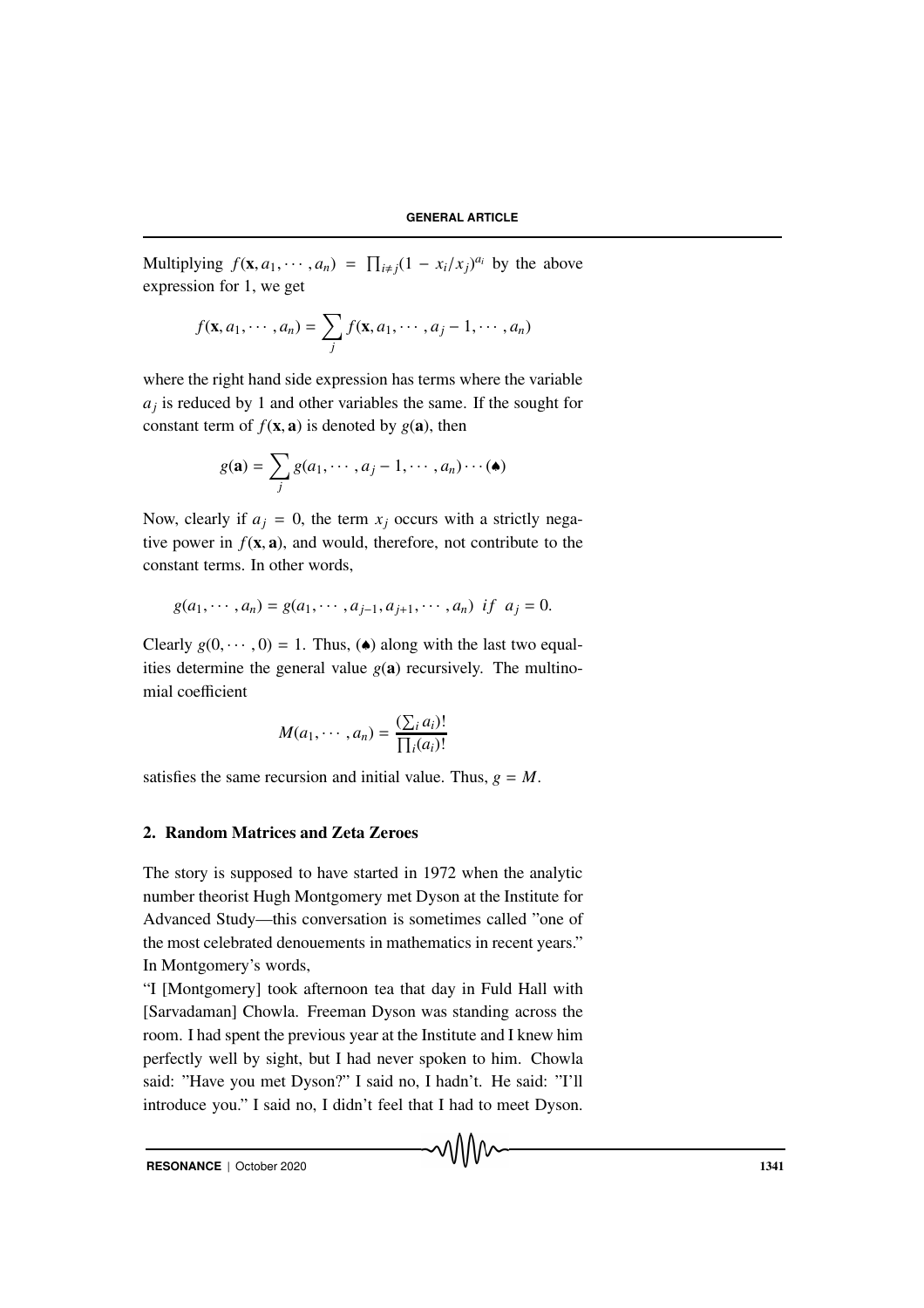Multiplying $f(\mathbf{x}, a_1, \cdots, a_n) = \prod_{i \neq j}(1 - x_i/x_j)^{a_i}$ by the above expression for 1, we get

$$f(\mathbf{x}, a_1, \cdots, a_n) = \sum_j f(\mathbf{x}, a_1, \cdots, a_j - 1, \cdots, a_n)$$

where the right hand side expression has terms where the variable $a_j$ is reduced by 1 and other variables the same. If the sought for constant term of $f(\mathbf{x}, \mathbf{a})$ is denoted by $g(\mathbf{a})$, then

$$g(\mathbf{a}) = \sum_j g(a_1, \cdots, a_j - 1, \cdots, a_n) \cdots (\spadesuit)$$

Now, clearly if $a_j = 0$, the term $x_j$ occurs with a strictly negative power in $f(\mathbf{x}, \mathbf{a})$, and would, therefore, not contribute to the constant terms. In other words,

$$g(a_1, \cdots, a_n) = g(a_1, \cdots, a_{j-1}, a_{j+1}, \cdots, a_n) \ \ if \ \ a_j = 0.$$

Clearly $g(0, \cdots, 0) = 1$. Thus, $(\spadesuit)$ along with the last two equalities determine the general value $g(\mathbf{a})$ recursively. The multinomial coefficient

$$M(a_1, \cdots, a_n) = \frac{(\sum_i a_i)!}{\prod_i (a_i)!}$$

satisfies the same recursion and initial value. Thus, $g = M$.

## 2. Random Matrices and Zeta Zeroes

The story is supposed to have started in 1972 when the analytic number theorist Hugh Montgomery met Dyson at the Institute for Advanced Study—this conversation is sometimes called "one of the most celebrated denouements in mathematics in recent years." In Montgomery's words,

"I [Montgomery] took afternoon tea that day in Fuld Hall with [Sarvadaman] Chowla. Freeman Dyson was standing across the room. I had spent the previous year at the Institute and I knew him perfectly well by sight, but I had never spoken to him. Chowla said: "Have you met Dyson?" I said no, I hadn't. He said: "I'll introduce you." I said no, I didn't feel that I had to meet Dyson.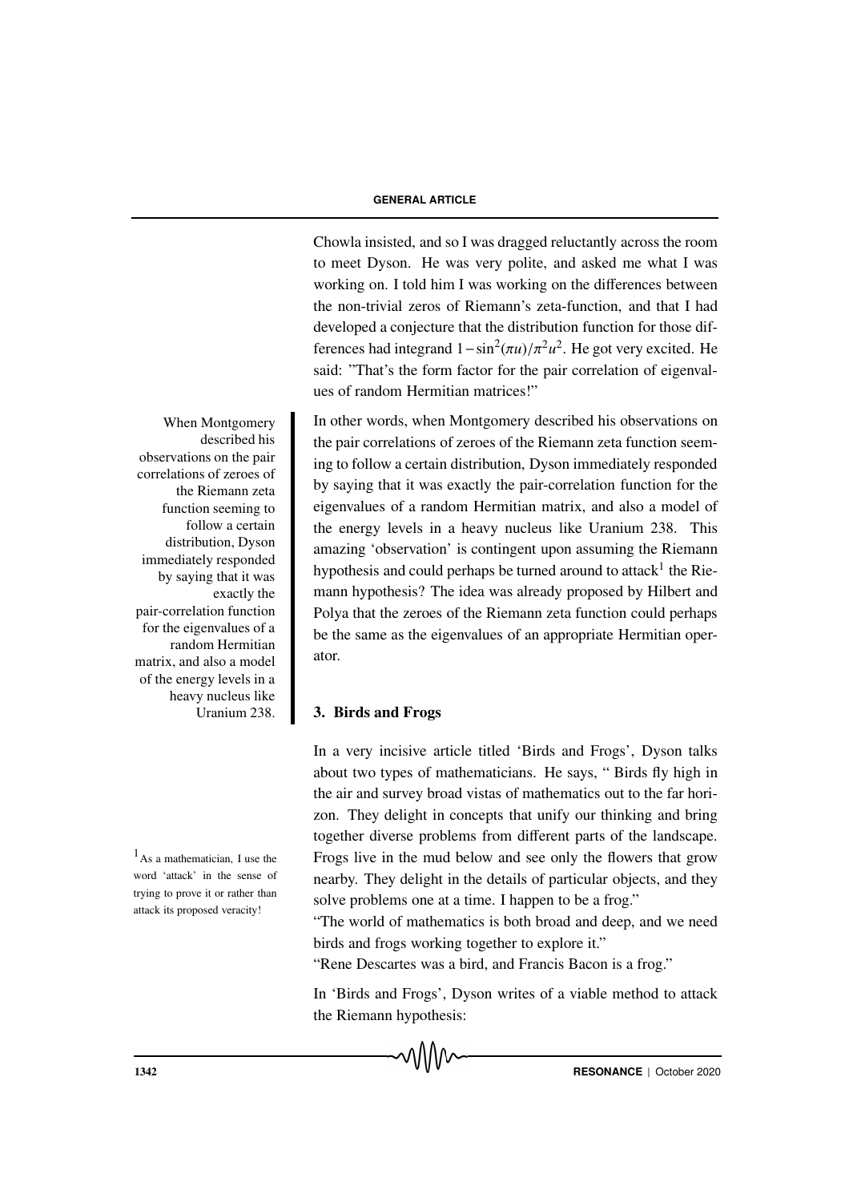Chowla insisted, and so I was dragged reluctantly across the room to meet Dyson. He was very polite, and asked me what I was working on. I told him I was working on the differences between the non-trivial zeros of Riemann's zeta-function, and that I had developed a conjecture that the distribution function for those differences had integrand $1-\sin^2(\pi u)/\pi^2 u^2$. He got very excited. He said: "That's the form factor for the pair correlation of eigenvalues of random Hermitian matrices!"

When Montgomery described his observations on the pair correlations of zeroes of the Riemann zeta function seeming to follow a certain distribution, Dyson immediately responded by saying that it was exactly the pair-correlation function for the eigenvalues of a random Hermitian matrix, and also a model of the energy levels in a heavy nucleus like Uranium 238.

In other words, when Montgomery described his observations on the pair correlations of zeroes of the Riemann zeta function seeming to follow a certain distribution, Dyson immediately responded by saying that it was exactly the pair-correlation function for the eigenvalues of a random Hermitian matrix, and also a model of the energy levels in a heavy nucleus like Uranium 238. This amazing 'observation' is contingent upon assuming the Riemann hypothesis and could perhaps be turned around to attack[1] the Riemann hypothesis? The idea was already proposed by Hilbert and Polya that the zeroes of the Riemann zeta function could perhaps be the same as the eigenvalues of an appropriate Hermitian operator.

[1] As a mathematician, I use the word 'attack' in the sense of trying to prove it or rather than attack its proposed veracity!

## 3. Birds and Frogs

In a very incisive article titled 'Birds and Frogs', Dyson talks about two types of mathematicians. He says, " Birds fly high in the air and survey broad vistas of mathematics out to the far horizon. They delight in concepts that unify our thinking and bring together diverse problems from different parts of the landscape. Frogs live in the mud below and see only the flowers that grow nearby. They delight in the details of particular objects, and they solve problems one at a time. I happen to be a frog."

"The world of mathematics is both broad and deep, and we need birds and frogs working together to explore it."

"Rene Descartes was a bird, and Francis Bacon is a frog."

In 'Birds and Frogs', Dyson writes of a viable method to attack the Riemann hypothesis: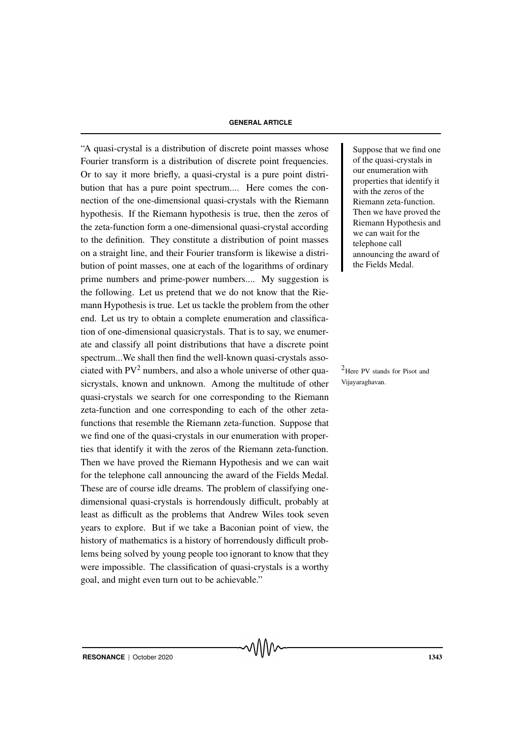"A quasi-crystal is a distribution of discrete point masses whose Fourier transform is a distribution of discrete point frequencies. Or to say it more briefly, a quasi-crystal is a pure point distribution that has a pure point spectrum.... Here comes the connection of the one-dimensional quasi-crystals with the Riemann hypothesis. If the Riemann hypothesis is true, then the zeros of the zeta-function form a one-dimensional quasi-crystal according to the definition. They constitute a distribution of point masses on a straight line, and their Fourier transform is likewise a distribution of point masses, one at each of the logarithms of ordinary prime numbers and prime-power numbers.... My suggestion is the following. Let us pretend that we do not know that the Riemann Hypothesis is true. Let us tackle the problem from the other end. Let us try to obtain a complete enumeration and classification of one-dimensional quasicrystals. That is to say, we enumerate and classify all point distributions that have a discrete point spectrum...We shall then find the well-known quasi-crystals associated with PV[2] numbers, and also a whole universe of other quasicrystals, known and unknown. Among the multitude of other quasi-crystals we search for one corresponding to the Riemann zeta-function and one corresponding to each of the other zeta-functions that resemble the Riemann zeta-function. Suppose that we find one of the quasi-crystals in our enumeration with properties that identify it with the zeros of the Riemann zeta-function. Then we have proved the Riemann Hypothesis and we can wait for the telephone call announcing the award of the Fields Medal. These are of course idle dreams. The problem of classifying one-dimensional quasi-crystals is horrendously difficult, probably at least as difficult as the problems that Andrew Wiles took seven years to explore. But if we take a Baconian point of view, the history of mathematics is a history of horrendously difficult problems being solved by young people too ignorant to know that they were impossible. The classification of quasi-crystals is a worthy goal, and might even turn out to be achievable."

> Suppose that we find one of the quasi-crystals in our enumeration with properties that identify it with the zeros of the Riemann zeta-function. Then we have proved the Riemann Hypothesis and we can wait for the telephone call announcing the award of the Fields Medal.

[2] Here PV stands for Pisot and Vijayaraghavan.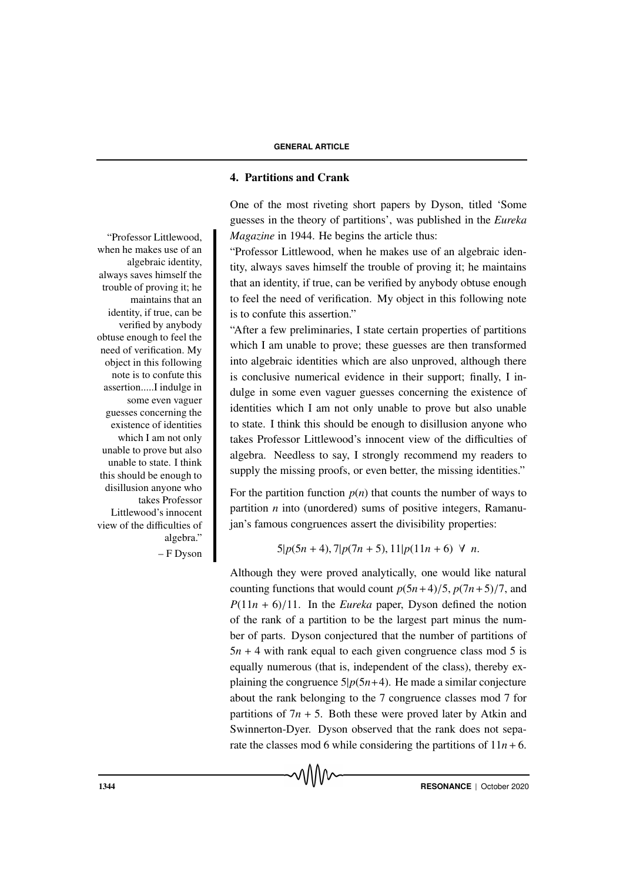## 4. Partitions and Crank

One of the most riveting short papers by Dyson, titled 'Some guesses in the theory of partitions', was published in the *Eureka Magazine* in 1944. He begins the article thus:

"Professor Littlewood, when he makes use of an algebraic identity, always saves himself the trouble of proving it; he maintains that an identity, if true, can be verified by anybody obtuse enough to feel the need of verification. My object in this following note is to confute this assertion."

"After a few preliminaries, I state certain properties of partitions which I am unable to prove; these guesses are then transformed into algebraic identities which are also unproved, although there is conclusive numerical evidence in their support; finally, I indulge in some even vaguer guesses concerning the existence of identities which I am not only unable to prove but also unable to state. I think this should be enough to disillusion anyone who takes Professor Littlewood's innocent view of the difficulties of algebra. Needless to say, I strongly recommend my readers to supply the missing proofs, or even better, the missing identities."

> "Professor Littlewood, when he makes use of an algebraic identity, always saves himself the trouble of proving it; he maintains that an identity, if true, can be verified by anybody obtuse enough to feel the need of verification. My object in this following note is to confute this assertion.....I indulge in some even vaguer guesses concerning the existence of identities which I am not only unable to prove but also unable to state. I think this should be enough to disillusion anyone who takes Professor Littlewood's innocent view of the difficulties of algebra."
>
> – F Dyson

For the partition function $p(n)$ that counts the number of ways to partition $n$ into (unordered) sums of positive integers, Ramanujan's famous congruences assert the divisibility properties:

$$5|p(5n+4), 7|p(7n+5), 11|p(11n+6) \ \forall \ n.$$

Although they were proved analytically, one would like natural counting functions that would count $p(5n+4)/5$, $p(7n+5)/7$, and $P(11n+6)/11$. In the *Eureka* paper, Dyson defined the notion of the rank of a partition to be the largest part minus the number of parts. Dyson conjectured that the number of partitions of $5n+4$ with rank equal to each given congruence class mod 5 is equally numerous (that is, independent of the class), thereby explaining the congruence $5|p(5n+4)$. He made a similar conjecture about the rank belonging to the 7 congruence classes mod 7 for partitions of $7n+5$. Both these were proved later by Atkin and Swinnerton-Dyer. Dyson observed that the rank does not separate the classes mod 6 while considering the partitions of $11n+6$.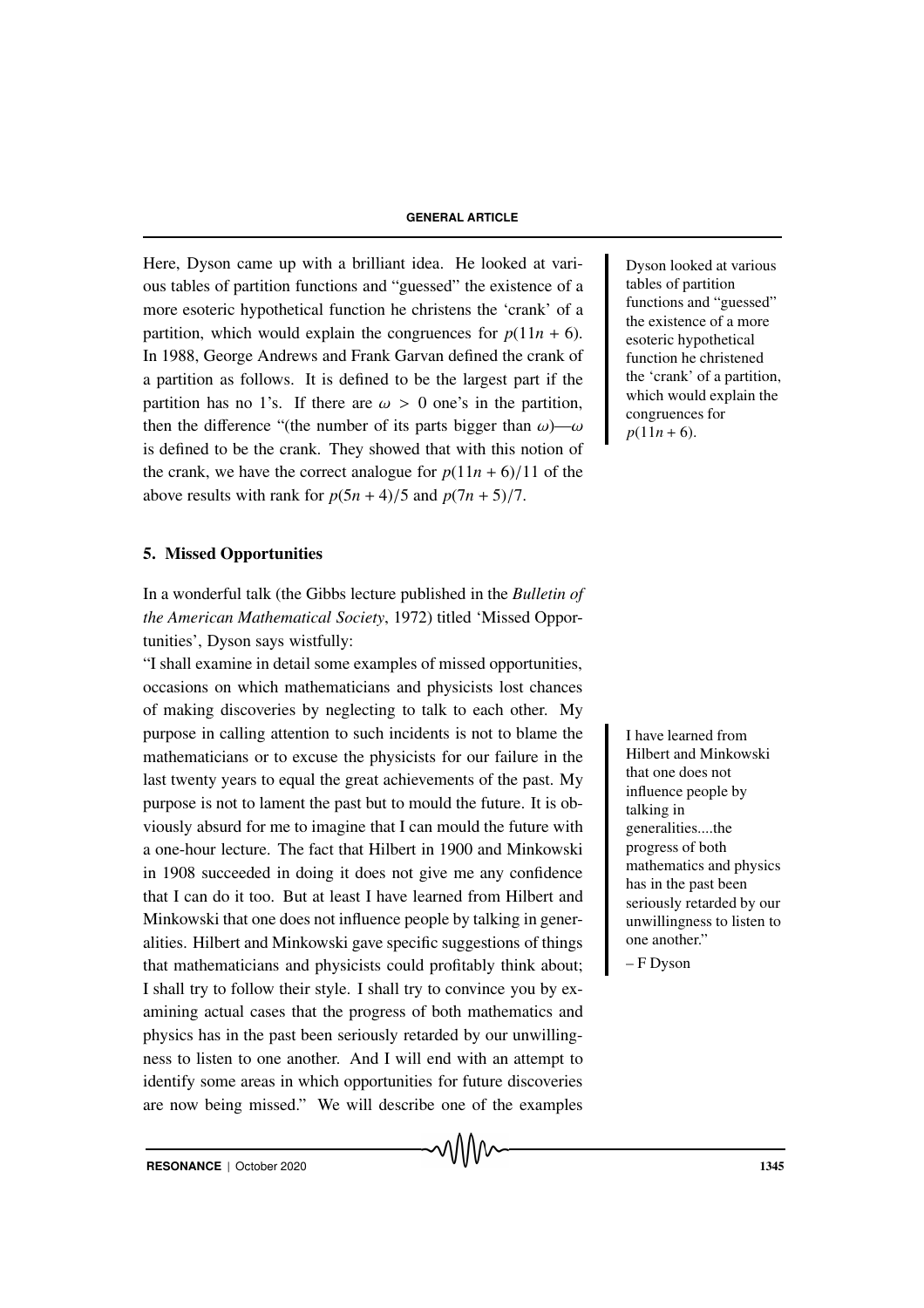Here, Dyson came up with a brilliant idea. He looked at various tables of partition functions and "guessed" the existence of a more esoteric hypothetical function he christens the 'crank' of a partition, which would explain the congruences for $p(11n + 6)$. In 1988, George Andrews and Frank Garvan defined the crank of a partition as follows. It is defined to be the largest part if the partition has no 1's. If there are $\omega > 0$ one's in the partition, then the difference "(the number of its parts bigger than $\omega$)—$\omega$ is defined to be the crank. They showed that with this notion of the crank, we have the correct analogue for $p(11n + 6)/11$ of the above results with rank for $p(5n + 4)/5$ and $p(7n + 5)/7$.

> Dyson looked at various tables of partition functions and "guessed" the existence of a more esoteric hypothetical function he christened the 'crank' of a partition, which would explain the congruences for $p(11n + 6)$.

## 5. Missed Opportunities

In a wonderful talk (the Gibbs lecture published in the *Bulletin of the American Mathematical Society*, 1972) titled 'Missed Opportunities', Dyson says wistfully:

"I shall examine in detail some examples of missed opportunities, occasions on which mathematicians and physicists lost chances of making discoveries by neglecting to talk to each other. My purpose in calling attention to such incidents is not to blame the mathematicians or to excuse the physicists for our failure in the last twenty years to equal the great achievements of the past. My purpose is not to lament the past but to mould the future. It is obviously absurd for me to imagine that I can mould the future with a one-hour lecture. The fact that Hilbert in 1900 and Minkowski in 1908 succeeded in doing it does not give me any confidence that I can do it too. But at least I have learned from Hilbert and Minkowski that one does not influence people by talking in generalities. Hilbert and Minkowski gave specific suggestions of things that mathematicians and physicists could profitably think about; I shall try to follow their style. I shall try to convince you by examining actual cases that the progress of both mathematics and physics has in the past been seriously retarded by our unwillingness to listen to one another. And I will end with an attempt to identify some areas in which opportunities for future discoveries are now being missed." We will describe one of the examples

> I have learned from Hilbert and Minkowski that one does not influence people by talking in generalities....the progress of both mathematics and physics has in the past been seriously retarded by our unwillingness to listen to one another."
>
> – F Dyson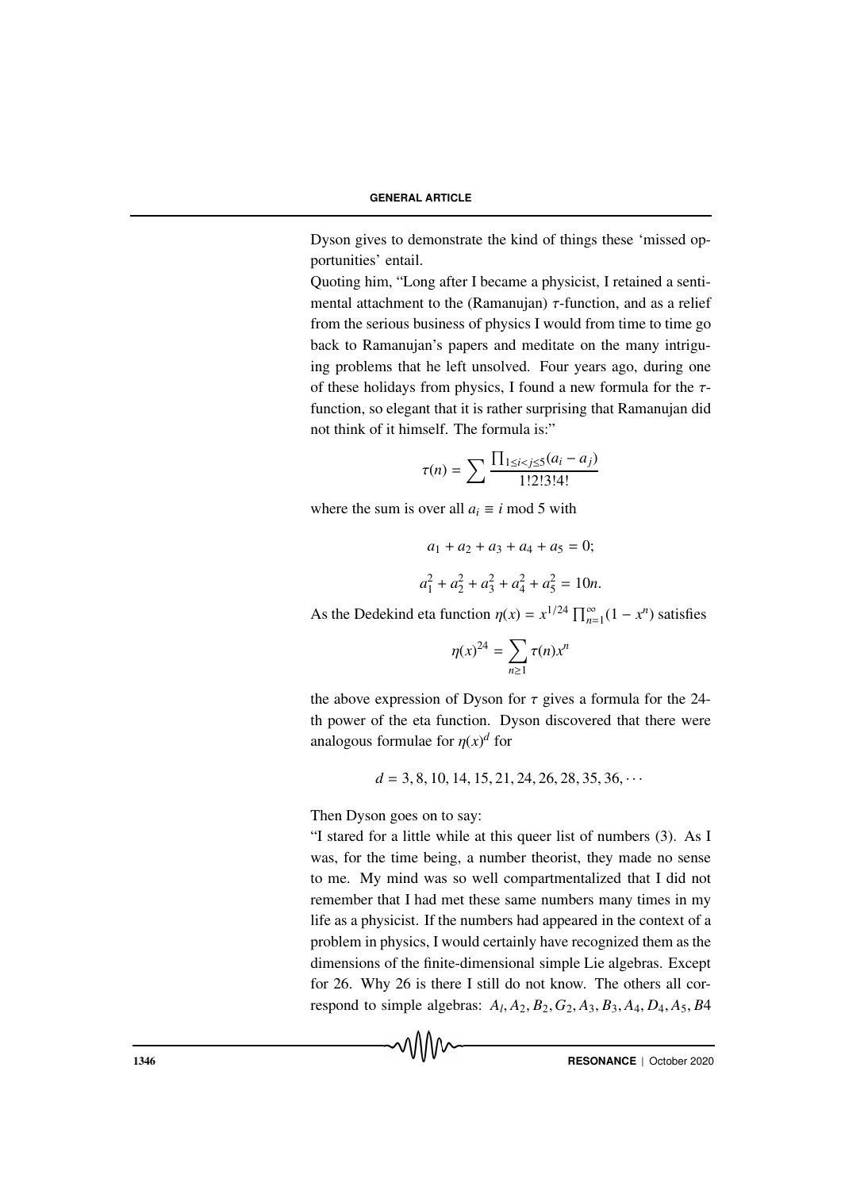Dyson gives to demonstrate the kind of things these 'missed opportunities' entail.

Quoting him, "Long after I became a physicist, I retained a sentimental attachment to the (Ramanujan) $\tau$-function, and as a relief from the serious business of physics I would from time to time go back to Ramanujan's papers and meditate on the many intriguing problems that he left unsolved. Four years ago, during one of these holidays from physics, I found a new formula for the $\tau$-function, so elegant that it is rather surprising that Ramanujan did not think of it himself. The formula is:"

$$\tau(n) = \sum \frac{\prod_{1 \leq i < j \leq 5}(a_i - a_j)}{1!2!3!4!}$$

where the sum is over all $a_i \equiv i \bmod 5$ with

$$a_1 + a_2 + a_3 + a_4 + a_5 = 0;$$

$$a_1^2 + a_2^2 + a_3^2 + a_4^2 + a_5^2 = 10n.$$

As the Dedekind eta function $\eta(x) = x^{1/24} \prod_{n=1}^{\infty}(1 - x^n)$ satisfies

$$\eta(x)^{24} = \sum_{n \geq 1} \tau(n) x^n$$

the above expression of Dyson for $\tau$ gives a formula for the 24-th power of the eta function. Dyson discovered that there were analogous formulae for $\eta(x)^d$ for

$$d = 3, 8, 10, 14, 15, 21, 24, 26, 28, 35, 36, \cdots$$

Then Dyson goes on to say:

"I stared for a little while at this queer list of numbers (3). As I was, for the time being, a number theorist, they made no sense to me. My mind was so well compartmentalized that I did not remember that I had met these same numbers many times in my life as a physicist. If the numbers had appeared in the context of a problem in physics, I would certainly have recognized them as the dimensions of the finite-dimensional simple Lie algebras. Except for 26. Why 26 is there I still do not know. The others all correspond to simple algebras: $A_l, A_2, B_2, G_2, A_3, B_3, A_4, D_4, A_5, B4$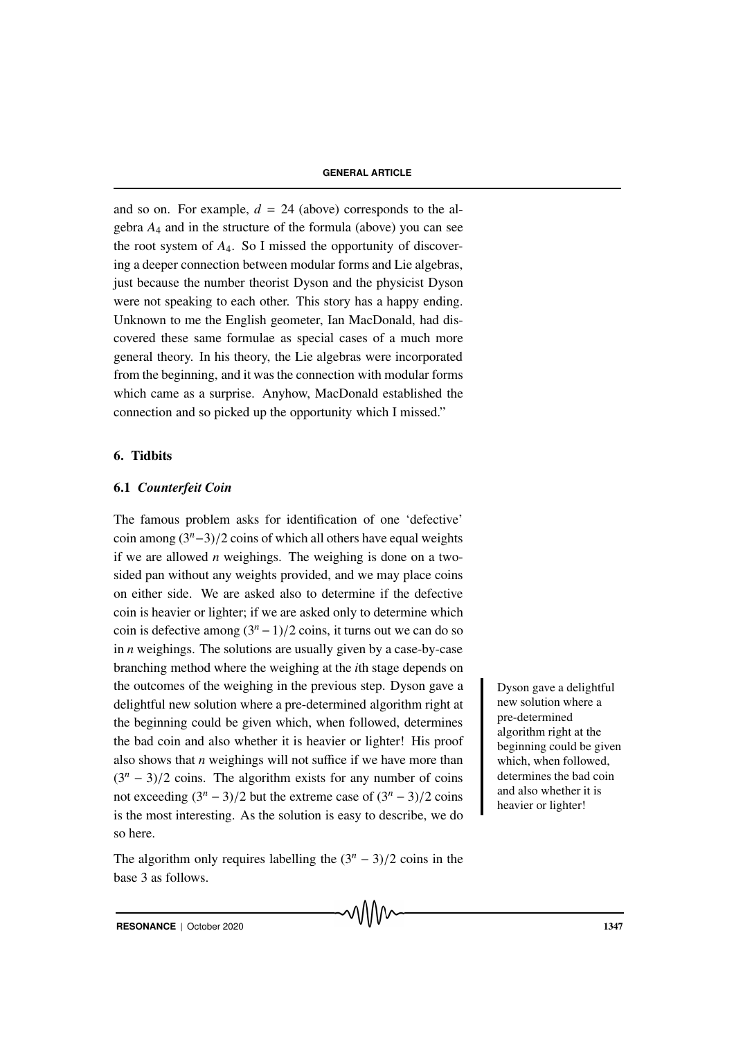and so on. For example, $d = 24$ (above) corresponds to the algebra $A_4$ and in the structure of the formula (above) you can see the root system of $A_4$. So I missed the opportunity of discovering a deeper connection between modular forms and Lie algebras, just because the number theorist Dyson and the physicist Dyson were not speaking to each other. This story has a happy ending. Unknown to me the English geometer, Ian MacDonald, had discovered these same formulae as special cases of a much more general theory. In his theory, the Lie algebras were incorporated from the beginning, and it was the connection with modular forms which came as a surprise. Anyhow, MacDonald established the connection and so picked up the opportunity which I missed."

## 6. Tidbits

### 6.1 *Counterfeit Coin*

The famous problem asks for identification of one 'defective' coin among $(3^n - 3)/2$ coins of which all others have equal weights if we are allowed $n$ weighings. The weighing is done on a two-sided pan without any weights provided, and we may place coins on either side. We are asked also to determine if the defective coin is heavier or lighter; if we are asked only to determine which coin is defective among $(3^n - 1)/2$ coins, it turns out we can do so in $n$ weighings. The solutions are usually given by a case-by-case branching method where the weighing at the $i$th stage depends on the outcomes of the weighing in the previous step. Dyson gave a delightful new solution where a pre-determined algorithm right at the beginning could be given which, when followed, determines the bad coin and also whether it is heavier or lighter! His proof also shows that $n$ weighings will not suffice if we have more than $(3^n - 3)/2$ coins. The algorithm exists for any number of coins not exceeding $(3^n - 3)/2$ but the extreme case of $(3^n - 3)/2$ coins is the most interesting. As the solution is easy to describe, we do so here.

Dyson gave a delightful new solution where a pre-determined algorithm right at the beginning could be given which, when followed, determines the bad coin and also whether it is heavier or lighter!

The algorithm only requires labelling the $(3^n - 3)/2$ coins in the base 3 as follows.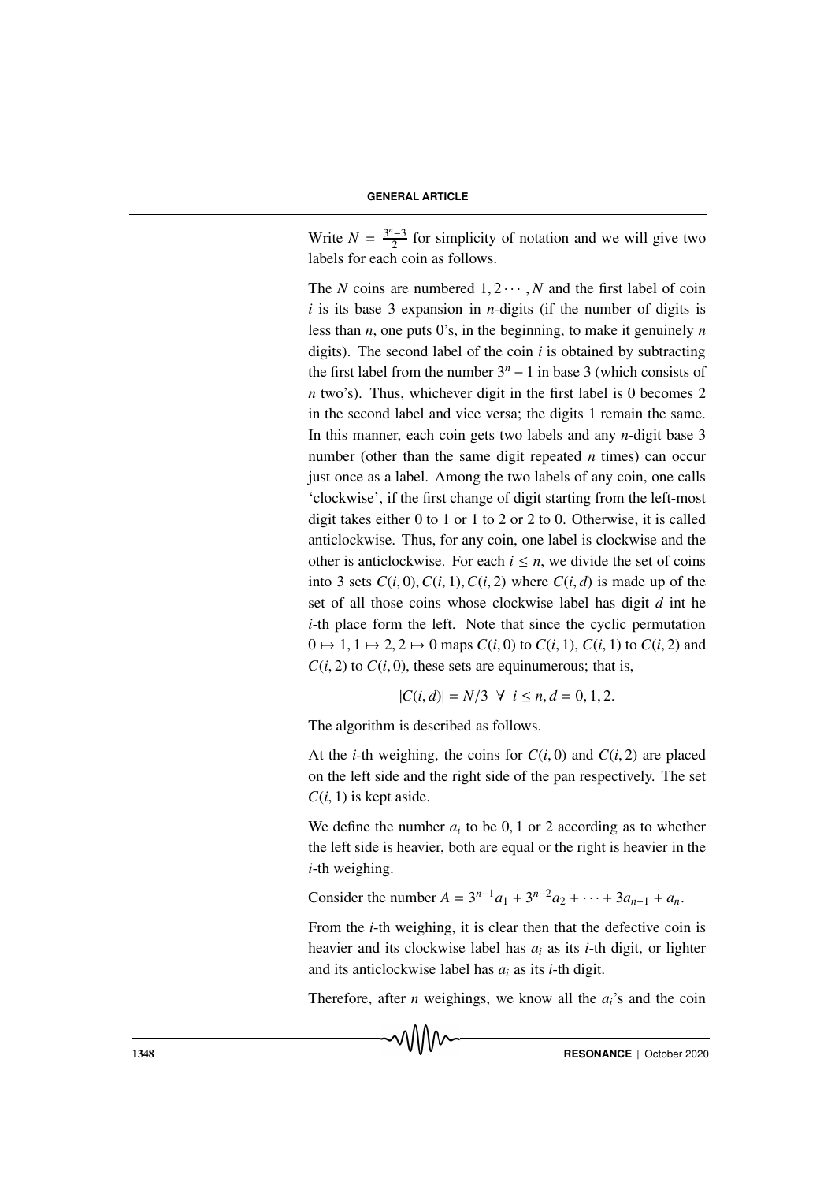Write $N = \frac{3^n-3}{2}$ for simplicity of notation and we will give two labels for each coin as follows.

The $N$ coins are numbered $1, 2 \cdots, N$ and the first label of coin $i$ is its base 3 expansion in $n$-digits (if the number of digits is less than $n$, one puts 0's, in the beginning, to make it genuinely $n$ digits). The second label of the coin $i$ is obtained by subtracting the first label from the number $3^n - 1$ in base 3 (which consists of $n$ two's). Thus, whichever digit in the first label is 0 becomes 2 in the second label and vice versa; the digits 1 remain the same. In this manner, each coin gets two labels and any $n$-digit base 3 number (other than the same digit repeated $n$ times) can occur just once as a label. Among the two labels of any coin, one calls 'clockwise', if the first change of digit starting from the left-most digit takes either 0 to 1 or 1 to 2 or 2 to 0. Otherwise, it is called anticlockwise. Thus, for any coin, one label is clockwise and the other is anticlockwise. For each $i \leq n$, we divide the set of coins into 3 sets $C(i, 0), C(i, 1), C(i, 2)$ where $C(i, d)$ is made up of the set of all those coins whose clockwise label has digit $d$ int he $i$-th place form the left. Note that since the cyclic permutation $0 \mapsto 1, 1 \mapsto 2, 2 \mapsto 0$ maps $C(i, 0)$ to $C(i, 1)$, $C(i, 1)$ to $C(i, 2)$ and $C(i, 2)$ to $C(i, 0)$, these sets are equinumerous; that is,

$$|C(i, d)| = N/3 \ \ \forall \ \ i \leq n, d = 0, 1, 2.$$

The algorithm is described as follows.

At the $i$-th weighing, the coins for $C(i, 0)$ and $C(i, 2)$ are placed on the left side and the right side of the pan respectively. The set $C(i, 1)$ is kept aside.

We define the number $a_i$ to be 0, 1 or 2 according as to whether the left side is heavier, both are equal or the right is heavier in the $i$-th weighing.

Consider the number $A = 3^{n-1}a_1 + 3^{n-2}a_2 + \cdots + 3a_{n-1} + a_n$.

From the $i$-th weighing, it is clear then that the defective coin is heavier and its clockwise label has $a_i$ as its $i$-th digit, or lighter and its anticlockwise label has $a_i$ as its $i$-th digit.

Therefore, after $n$ weighings, we know all the $a_i$'s and the coin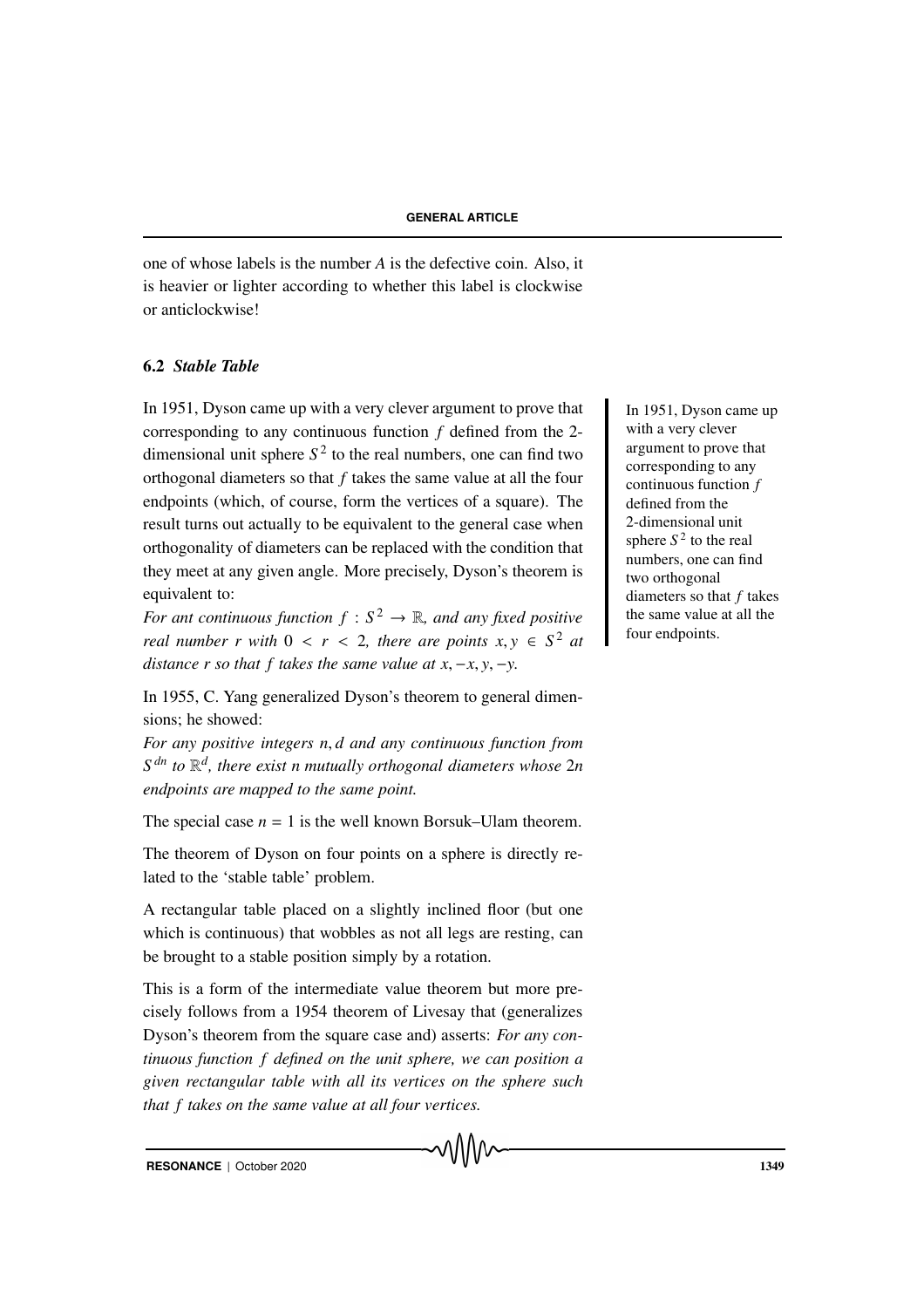one of whose labels is the number $A$ is the defective coin. Also, it is heavier or lighter according to whether this label is clockwise or anticlockwise!

### 6.2 *Stable Table*

In 1951, Dyson came up with a very clever argument to prove that corresponding to any continuous function $f$ defined from the 2-dimensional unit sphere $S^2$ to the real numbers, one can find two orthogonal diameters so that $f$ takes the same value at all the four endpoints (which, of course, form the vertices of a square). The result turns out actually to be equivalent to the general case when orthogonality of diameters can be replaced with the condition that they meet at any given angle. More precisely, Dyson's theorem is equivalent to:

*For ant continuous function $f : S^2 \to \mathbb{R}$, and any fixed positive real number $r$ with $0 < r < 2$, there are points $x, y \in S^2$ at distance $r$ so that $f$ takes the same value at $x, -x, y, -y$.*

In 1951, Dyson came up with a very clever argument to prove that corresponding to any continuous function $f$ defined from the 2-dimensional unit sphere $S^2$ to the real numbers, one can find two orthogonal diameters so that $f$ takes the same value at all the four endpoints.

In 1955, C. Yang generalized Dyson's theorem to general dimensions; he showed:

*For any positive integers $n, d$ and any continuous function from $S^{dn}$ to $\mathbb{R}^d$, there exist $n$ mutually orthogonal diameters whose $2n$ endpoints are mapped to the same point.*

The special case $n = 1$ is the well known Borsuk–Ulam theorem.

The theorem of Dyson on four points on a sphere is directly related to the 'stable table' problem.

A rectangular table placed on a slightly inclined floor (but one which is continuous) that wobbles as not all legs are resting, can be brought to a stable position simply by a rotation.

This is a form of the intermediate value theorem but more precisely follows from a 1954 theorem of Livesay that (generalizes Dyson's theorem from the square case and) asserts: *For any continuous function $f$ defined on the unit sphere, we can position a given rectangular table with all its vertices on the sphere such that $f$ takes on the same value at all four vertices.*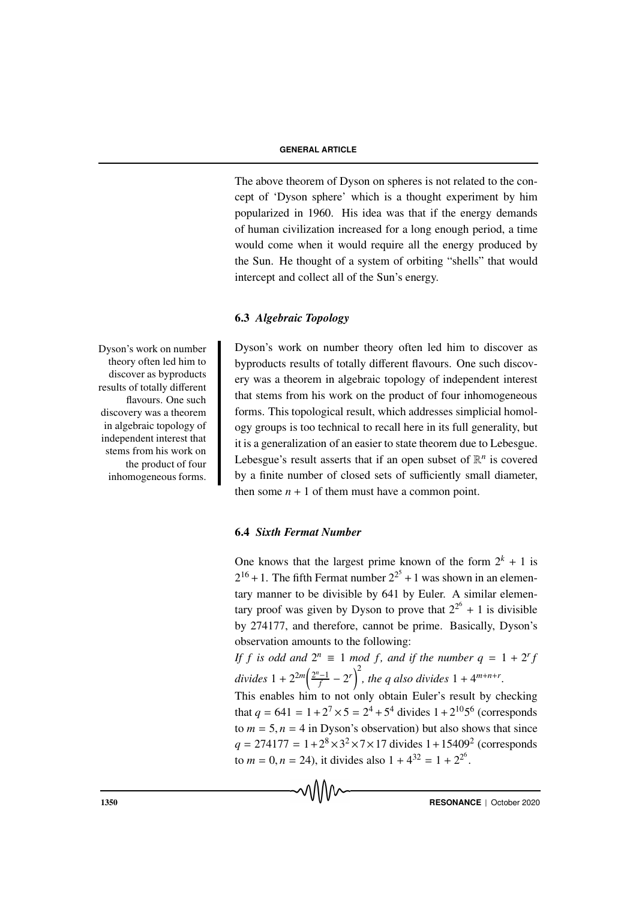The above theorem of Dyson on spheres is not related to the concept of 'Dyson sphere' which is a thought experiment by him popularized in 1960. His idea was that if the energy demands of human civilization increased for a long enough period, a time would come when it would require all the energy produced by the Sun. He thought of a system of orbiting "shells" that would intercept and collect all of the Sun's energy.

### 6.3 *Algebraic Topology*

Dyson's work on number theory often led him to discover as byproducts results of totally different flavours. One such discovery was a theorem in algebraic topology of independent interest that stems from his work on the product of four inhomogeneous forms.

Dyson's work on number theory often led him to discover as byproducts results of totally different flavours. One such discovery was a theorem in algebraic topology of independent interest that stems from his work on the product of four inhomogeneous forms. This topological result, which addresses simplicial homology groups is too technical to recall here in its full generality, but it is a generalization of an easier to state theorem due to Lebesgue. Lebesgue's result asserts that if an open subset of $\mathbb{R}^n$ is covered by a finite number of closed sets of sufficiently small diameter, then some $n + 1$ of them must have a common point.

### 6.4 *Sixth Fermat Number*

One knows that the largest prime known of the form $2^k + 1$ is $2^{16} + 1$. The fifth Fermat number $2^{2^5} + 1$ was shown in an elementary manner to be divisible by 641 by Euler. A similar elementary proof was given by Dyson to prove that $2^{2^6} + 1$ is divisible by 274177, and therefore, cannot be prime. Basically, Dyson's observation amounts to the following:

*If $f$ is odd and $2^n \equiv 1$ mod $f$, and if the number $q = 1 + 2^r f$ divides $1 + 2^{2m}\left(\frac{2^n-1}{f} - 2^r\right)^2$, the $q$ also divides $1 + 4^{m+n+r}$.*

This enables him to not only obtain Euler's result by checking that $q = 641 = 1 + 2^7 \times 5 = 2^4 + 5^4$ divides $1 + 2^{10}5^6$ (corresponds to $m = 5, n = 4$ in Dyson's observation) but also shows that since $q = 274177 = 1 + 2^8 \times 3^2 \times 7 \times 17$ divides $1 + 15409^2$ (corresponds to $m = 0, n = 24$), it divides also $1 + 4^{32} = 1 + 2^{2^6}$.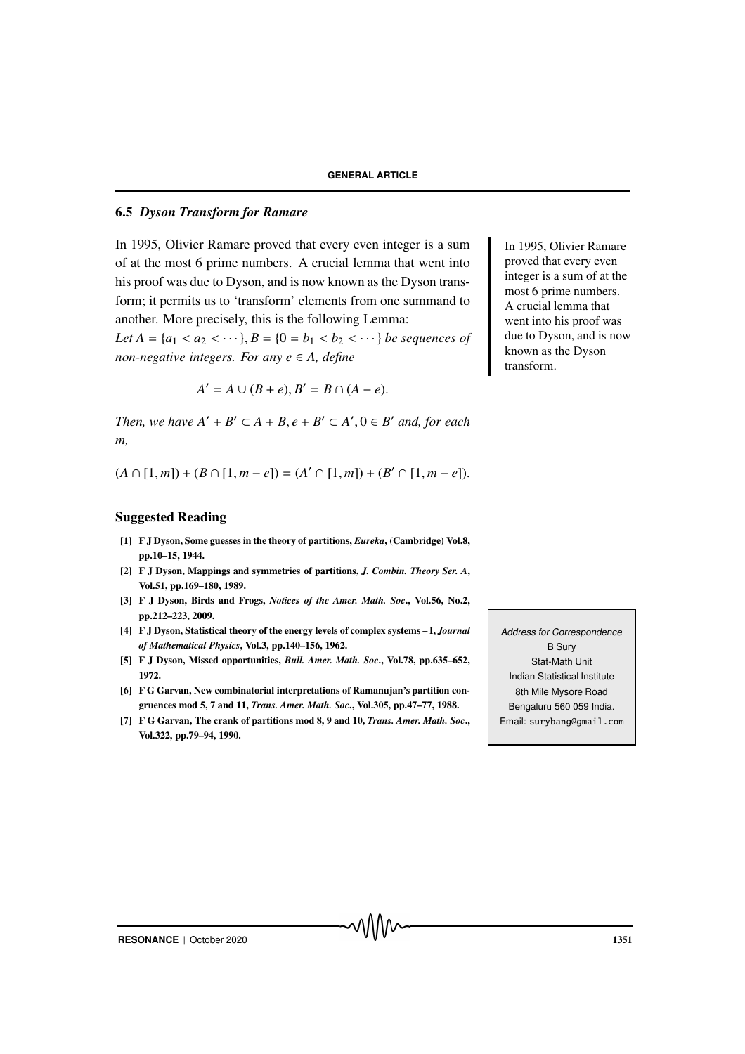### 6.5 *Dyson Transform for Ramare*

In 1995, Olivier Ramare proved that every even integer is a sum of at the most 6 prime numbers. A crucial lemma that went into his proof was due to Dyson, and is now known as the Dyson transform; it permits us to 'transform' elements from one summand to another. More precisely, this is the following Lemma:

*Let* $A = \{a_1 < a_2 < \cdots\}$, $B = \{0 = b_1 < b_2 < \cdots\}$ *be sequences of non-negative integers. For any* $e \in A$, *define*

$$A' = A \cup (B + e), B' = B \cap (A - e).$$

*Then, we have* $A' + B' \subset A + B$, $e + B' \subset A'$, $0 \in B'$ *and, for each* $m$,

$$(A \cap [1, m]) + (B \cap [1, m - e]) = (A' \cap [1, m]) + (B' \cap [1, m - e]).$$

In 1995, Olivier Ramare proved that every even integer is a sum of at the most 6 prime numbers. A crucial lemma that went into his proof was due to Dyson, and is now known as the Dyson transform.

### Suggested Reading

**[1] F J Dyson, Some guesses in the theory of partitions, *Eureka*, (Cambridge) Vol.8, pp.10–15, 1944.**

**[2] F J Dyson, Mappings and symmetries of partitions, *J. Combin. Theory Ser. A*, Vol.51, pp.169–180, 1989.**

**[3] F J Dyson, Birds and Frogs, *Notices of the Amer. Math. Soc*., Vol.56, No.2, pp.212–223, 2009.**

**[4] F J Dyson, Statistical theory of the energy levels of complex systems – I, *Journal of Mathematical Physics*, Vol.3, pp.140–156, 1962.**

**[5] F J Dyson, Missed opportunities, *Bull. Amer. Math. Soc*., Vol.78, pp.635–652, 1972.**

**[6] F G Garvan, New combinatorial interpretations of Ramanujan's partition congruences mod 5, 7 and 11, *Trans. Amer. Math. Soc*., Vol.305, pp.47–77, 1988.**

**[7] F G Garvan, The crank of partitions mod 8, 9 and 10, *Trans. Amer. Math. Soc*., Vol.322, pp.79–94, 1990.**

*Address for Correspondence*
B Sury
Stat-Math Unit
Indian Statistical Institute
8th Mile Mysore Road
Bengaluru 560 059 India.
Email: surybang@gmail.com